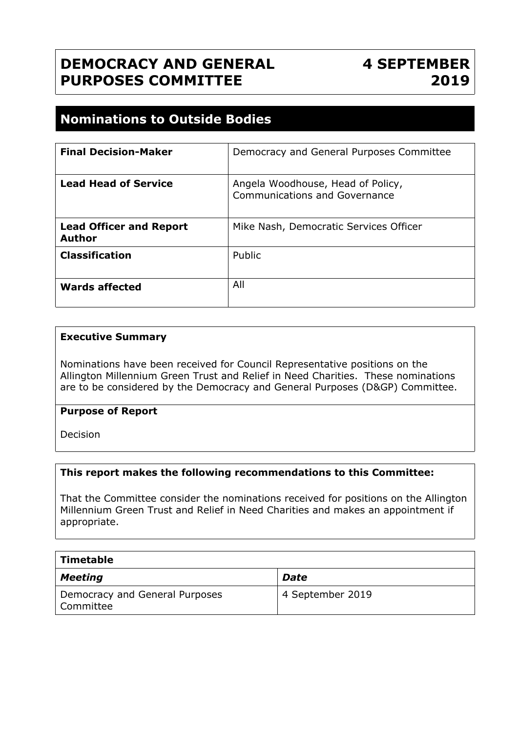# DEMOCRACY AND GENERAL PURPOSES COMMITTEE

**4 SEPTEMBER 2019**

## Nominations to Outside Bodies

| | |
|---|---|
| **Final Decision-Maker** | Democracy and General Purposes Committee |
| **Lead Head of Service** | Angela Woodhouse, Head of Policy, Communications and Governance |
| **Lead Officer and Report Author** | Mike Nash, Democratic Services Officer |
| **Classification** | Public |
| **Wards affected** | All |

**Executive Summary**

Nominations have been received for Council Representative positions on the Allington Millennium Green Trust and Relief in Need Charities. These nominations are to be considered by the Democracy and General Purposes (D&GP) Committee.

**Purpose of Report**

Decision

**This report makes the following recommendations to this Committee:**

That the Committee consider the nominations received for positions on the Allington Millennium Green Trust and Relief in Need Charities and makes an appointment if appropriate.

| **Timetable** | |
|---|---|
| ***Meeting*** | ***Date*** |
| Democracy and General Purposes Committee | 4 September 2019 |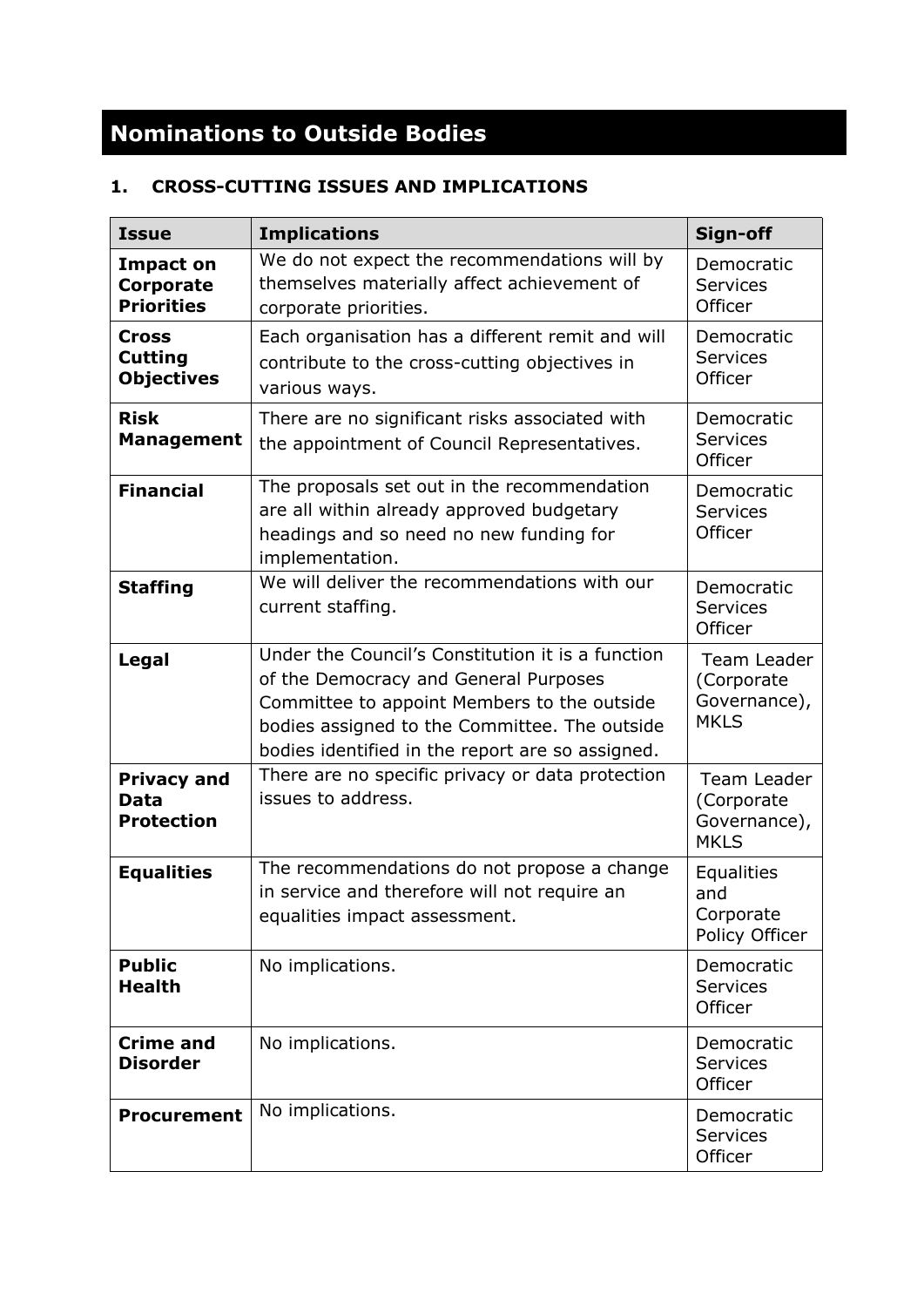# Nominations to Outside Bodies

## 1. CROSS-CUTTING ISSUES AND IMPLICATIONS

| Issue | Implications | Sign-off |
|---|---|---|
| **Impact on Corporate Priorities** | We do not expect the recommendations will by themselves materially affect achievement of corporate priorities. | Democratic Services Officer |
| **Cross Cutting Objectives** | Each organisation has a different remit and will contribute to the cross-cutting objectives in various ways. | Democratic Services Officer |
| **Risk Management** | There are no significant risks associated with the appointment of Council Representatives. | Democratic Services Officer |
| **Financial** | The proposals set out in the recommendation are all within already approved budgetary headings and so need no new funding for implementation. | Democratic Services Officer |
| **Staffing** | We will deliver the recommendations with our current staffing. | Democratic Services Officer |
| **Legal** | Under the Council's Constitution it is a function of the Democracy and General Purposes Committee to appoint Members to the outside bodies assigned to the Committee. The outside bodies identified in the report are so assigned. | Team Leader (Corporate Governance), MKLS |
| **Privacy and Data Protection** | There are no specific privacy or data protection issues to address. | Team Leader (Corporate Governance), MKLS |
| **Equalities** | The recommendations do not propose a change in service and therefore will not require an equalities impact assessment. | Equalities and Corporate Policy Officer |
| **Public Health** | No implications. | Democratic Services Officer |
| **Crime and Disorder** | No implications. | Democratic Services Officer |
| **Procurement** | No implications. | Democratic Services Officer |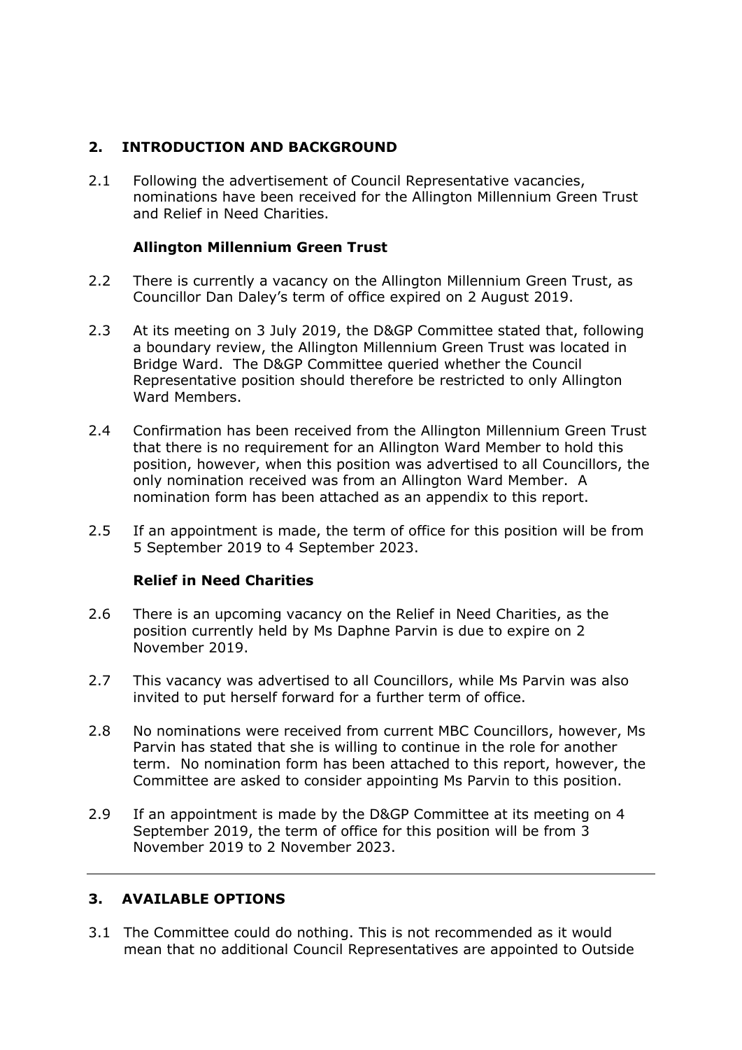## 2. INTRODUCTION AND BACKGROUND

2.1 Following the advertisement of Council Representative vacancies, nominations have been received for the Allington Millennium Green Trust and Relief in Need Charities.

**Allington Millennium Green Trust**

2.2 There is currently a vacancy on the Allington Millennium Green Trust, as Councillor Dan Daley's term of office expired on 2 August 2019.

2.3 At its meeting on 3 July 2019, the D&GP Committee stated that, following a boundary review, the Allington Millennium Green Trust was located in Bridge Ward. The D&GP Committee queried whether the Council Representative position should therefore be restricted to only Allington Ward Members.

2.4 Confirmation has been received from the Allington Millennium Green Trust that there is no requirement for an Allington Ward Member to hold this position, however, when this position was advertised to all Councillors, the only nomination received was from an Allington Ward Member. A nomination form has been attached as an appendix to this report.

2.5 If an appointment is made, the term of office for this position will be from 5 September 2019 to 4 September 2023.

**Relief in Need Charities**

2.6 There is an upcoming vacancy on the Relief in Need Charities, as the position currently held by Ms Daphne Parvin is due to expire on 2 November 2019.

2.7 This vacancy was advertised to all Councillors, while Ms Parvin was also invited to put herself forward for a further term of office.

2.8 No nominations were received from current MBC Councillors, however, Ms Parvin has stated that she is willing to continue in the role for another term. No nomination form has been attached to this report, however, the Committee are asked to consider appointing Ms Parvin to this position.

2.9 If an appointment is made by the D&GP Committee at its meeting on 4 September 2019, the term of office for this position will be from 3 November 2019 to 2 November 2023.

---

## 3. AVAILABLE OPTIONS

3.1 The Committee could do nothing. This is not recommended as it would mean that no additional Council Representatives are appointed to Outside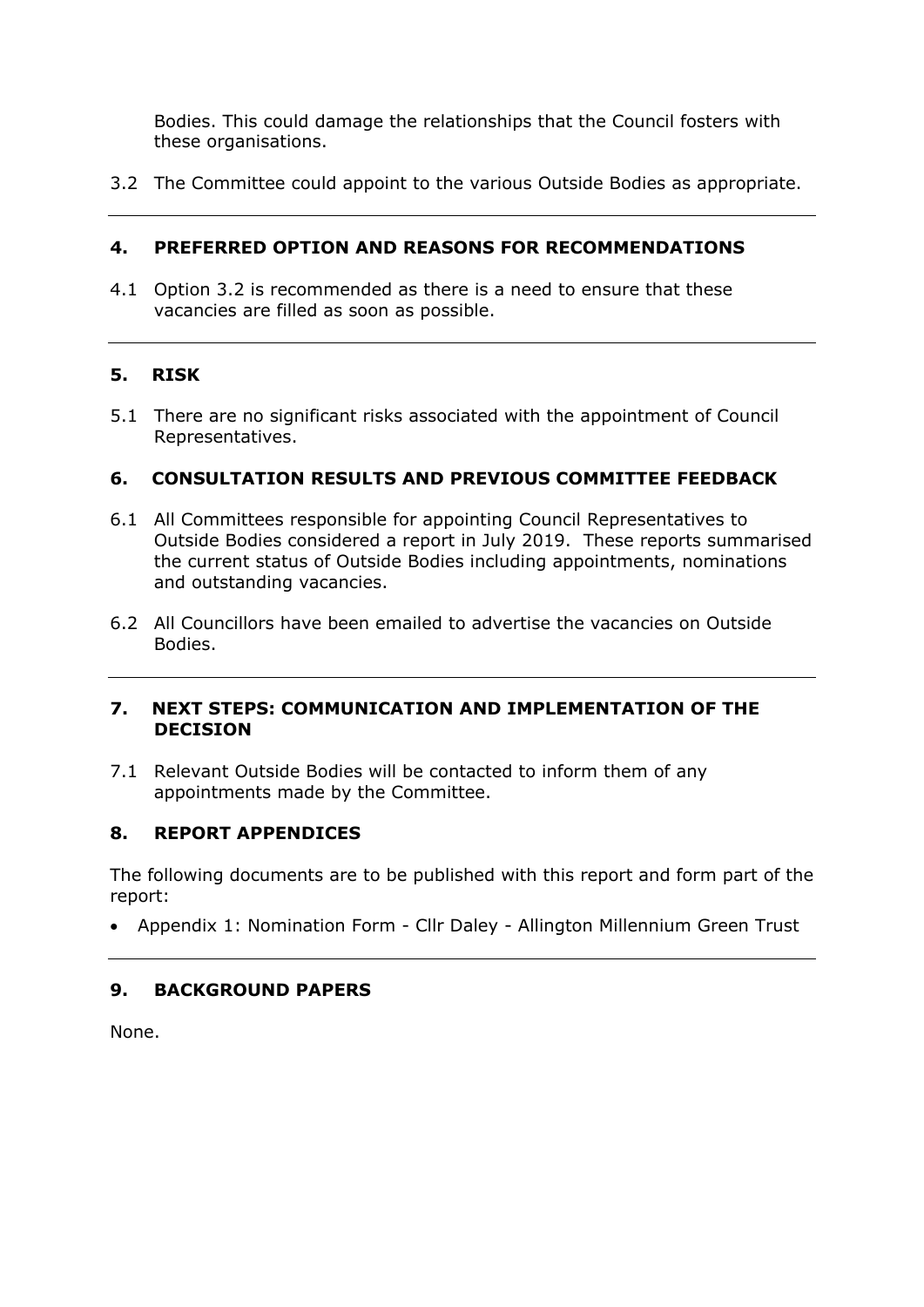Bodies. This could damage the relationships that the Council fosters with these organisations.

3.2 The Committee could appoint to the various Outside Bodies as appropriate.

## 4. PREFERRED OPTION AND REASONS FOR RECOMMENDATIONS

4.1 Option 3.2 is recommended as there is a need to ensure that these vacancies are filled as soon as possible.

## 5. RISK

5.1 There are no significant risks associated with the appointment of Council Representatives.

## 6. CONSULTATION RESULTS AND PREVIOUS COMMITTEE FEEDBACK

6.1 All Committees responsible for appointing Council Representatives to Outside Bodies considered a report in July 2019. These reports summarised the current status of Outside Bodies including appointments, nominations and outstanding vacancies.

6.2 All Councillors have been emailed to advertise the vacancies on Outside Bodies.

## 7. NEXT STEPS: COMMUNICATION AND IMPLEMENTATION OF THE DECISION

7.1 Relevant Outside Bodies will be contacted to inform them of any appointments made by the Committee.

## 8. REPORT APPENDICES

The following documents are to be published with this report and form part of the report:

- Appendix 1: Nomination Form - Cllr Daley - Allington Millennium Green Trust

## 9. BACKGROUND PAPERS

None.